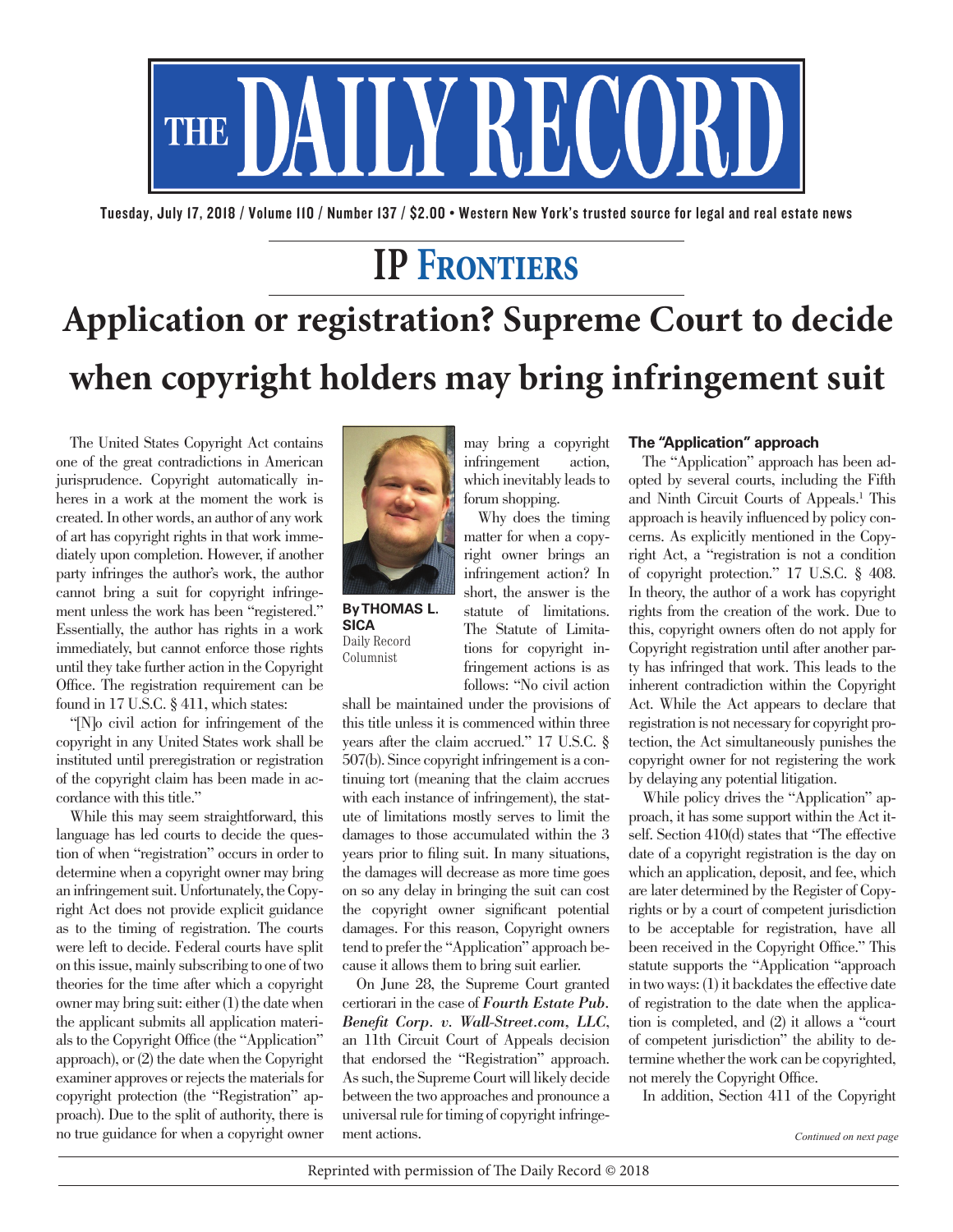# THE DAILY RECORD

Tuesday, July 17, 2018 / Volume 110 / Number 137 / $2.00 • Western New York's trusted source for legal and real estate news

## IP FRONTIERS

# Application or registration? Supreme Court to decide when copyright holders may bring infringement suit

**By THOMAS L. SICA**
Daily Record Columnist

The United States Copyright Act contains one of the great contradictions in American jurisprudence. Copyright automatically inheres in a work at the moment the work is created. In other words, an author of any work of art has copyright rights in that work immediately upon completion. However, if another party infringes the author's work, the author cannot bring a suit for copyright infringement unless the work has been "registered." Essentially, the author has rights in a work immediately, but cannot enforce those rights until they take further action in the Copyright Office. The registration requirement can be found in 17 U.S.C. § 411, which states:

"[N]o civil action for infringement of the copyright in any United States work shall be instituted until preregistration or registration of the copyright claim has been made in accordance with this title."

While this may seem straightforward, this language has led courts to decide the question of when "registration" occurs in order to determine when a copyright owner may bring an infringement suit. Unfortunately, the Copyright Act does not provide explicit guidance as to the timing of registration. The courts were left to decide. Federal courts have split on this issue, mainly subscribing to one of two theories for the time after which a copyright owner may bring suit: either (1) the date when the applicant submits all application materials to the Copyright Office (the "Application" approach), or (2) the date when the Copyright examiner approves or rejects the materials for copyright protection (the "Registration" approach). Due to the split of authority, there is no true guidance for when a copyright owner may bring a copyright infringement action, which inevitably leads to forum shopping.

Why does the timing matter for when a copyright owner brings an infringement action? In short, the answer is the statute of limitations. The Statute of Limitations for copyright infringement actions is as follows: "No civil action shall be maintained under the provisions of this title unless it is commenced within three years after the claim accrued." 17 U.S.C. § 507(b). Since copyright infringement is a continuing tort (meaning that the claim accrues with each instance of infringement), the statute of limitations mostly serves to limit the damages to those accumulated within the 3 years prior to filing suit. In many situations, the damages will decrease as more time goes on so any delay in bringing the suit can cost the copyright owner significant potential damages. For this reason, Copyright owners tend to prefer the "Application" approach because it allows them to bring suit earlier.

On June 28, the Supreme Court granted certiorari in the case of ***Fourth Estate Pub. Benefit Corp. v. Wall-Street.com, LLC***, an 11th Circuit Court of Appeals decision that endorsed the "Registration" approach. As such, the Supreme Court will likely decide between the two approaches and pronounce a universal rule for timing of copyright infringement actions.

### The "Application" approach

The "Application" approach has been adopted by several courts, including the Fifth and Ninth Circuit Courts of Appeals.[1] This approach is heavily influenced by policy concerns. As explicitly mentioned in the Copyright Act, a "registration is not a condition of copyright protection." 17 U.S.C. § 408. In theory, the author of a work has copyright rights from the creation of the work. Due to this, copyright owners often do not apply for Copyright registration until after another party has infringed that work. This leads to the inherent contradiction within the Copyright Act. While the Act appears to declare that registration is not necessary for copyright protection, the Act simultaneously punishes the copyright owner for not registering the work by delaying any potential litigation.

While policy drives the "Application" approach, it has some support within the Act itself. Section 410(d) states that "The effective date of a copyright registration is the day on which an application, deposit, and fee, which are later determined by the Register of Copyrights or by a court of competent jurisdiction to be acceptable for registration, have all been received in the Copyright Office." This statute supports the "Application "approach in two ways: (1) it backdates the effective date of registration to the date when the application is completed, and (2) it allows a "court of competent jurisdiction" the ability to determine whether the work can be copyrighted, not merely the Copyright Office.

In addition, Section 411 of the Copyright

*Continued on next page*

Reprinted with permission of The Daily Record © 2018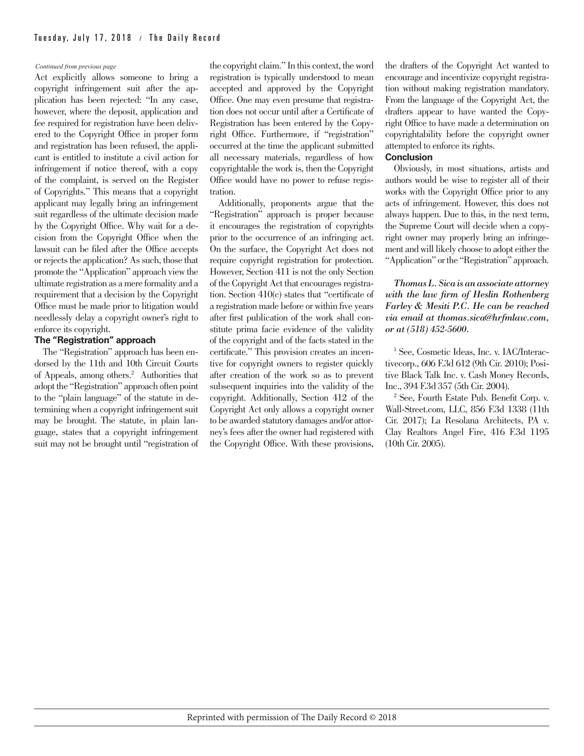*Continued from previous page*

Act explicitly allows someone to bring a copyright infringement suit after the application has been rejected: "In any case, however, where the deposit, application and fee required for registration have been delivered to the Copyright Office in proper form and registration has been refused, the applicant is entitled to institute a civil action for infringement if notice thereof, with a copy of the complaint, is served on the Register of Copyrights." This means that a copyright applicant may legally bring an infringement suit regardless of the ultimate decision made by the Copyright Office. Why wait for a decision from the Copyright Office when the lawsuit can be filed after the Office accepts or rejects the application? As such, those that promote the "Application" approach view the ultimate registration as a mere formality and a requirement that a decision by the Copyright Office must be made prior to litigation would needlessly delay a copyright owner's right to enforce its copyright.

## The "Registration" approach

The "Registration" approach has been endorsed by the 11th and 10th Circuit Courts of Appeals, among others.[2] Authorities that adopt the "Registration" approach often point to the "plain language" of the statute in determining when a copyright infringement suit may be brought. The statute, in plain language, states that a copyright infringement suit may not be brought until "registration of the copyright claim." In this context, the word registration is typically understood to mean accepted and approved by the Copyright Office. One may even presume that registration does not occur until after a Certificate of Registration has been entered by the Copyright Office. Furthermore, if "registration" occurred at the time the applicant submitted all necessary materials, regardless of how copyrightable the work is, then the Copyright Office would have no power to refuse registration.

Additionally, proponents argue that the "Registration" approach is proper because it encourages the registration of copyrights prior to the occurrence of an infringing act. On the surface, the Copyright Act does not require copyright registration for protection. However, Section 411 is not the only Section of the Copyright Act that encourages registration. Section 410(c) states that "certificate of a registration made before or within five years after first publication of the work shall constitute prima facie evidence of the validity of the copyright and of the facts stated in the certificate." This provision creates an incentive for copyright owners to register quickly after creation of the work so as to prevent subsequent inquiries into the validity of the copyright. Additionally, Section 412 of the Copyright Act only allows a copyright owner to be awarded statutory damages and/or attorney's fees after the owner had registered with the Copyright Office. With these provisions, the drafters of the Copyright Act wanted to encourage and incentivize copyright registration without making registration mandatory. From the language of the Copyright Act, the drafters appear to have wanted the Copyright Office to have made a determination on copyrightability before the copyright owner attempted to enforce its rights.

## Conclusion

Obviously, in most situations, artists and authors would be wise to register all of their works with the Copyright Office prior to any acts of infringement. However, this does not always happen. Due to this, in the next term, the Supreme Court will decide when a copyright owner may properly bring an infringement and will likely choose to adopt either the "Application" or the "Registration" approach.

***Thomas L. Sica is an associate attorney with the law firm of Heslin Rothenberg Farley & Mesiti P.C. He can be reached via email at thomas.sica@hrfmlaw.com, or at (518) 452-5600.***

[1] See, Cosmetic Ideas, Inc. v. IAC/Interactivecorp., 606 F.3d 612 (9th Cir. 2010); Positive Black Talk Inc. v. Cash Money Records, Inc., 394 F.3d 357 (5th Cir. 2004).

[2] See, Fourth Estate Pub. Benefit Corp. v. Wall-Street.com, LLC, 856 F.3d 1338 (11th Cir. 2017); La Resolana Architects, PA v. Clay Realtors Angel Fire, 416 F.3d 1195 (10th Cir. 2005).

Reprinted with permission of The Daily Record © 2018